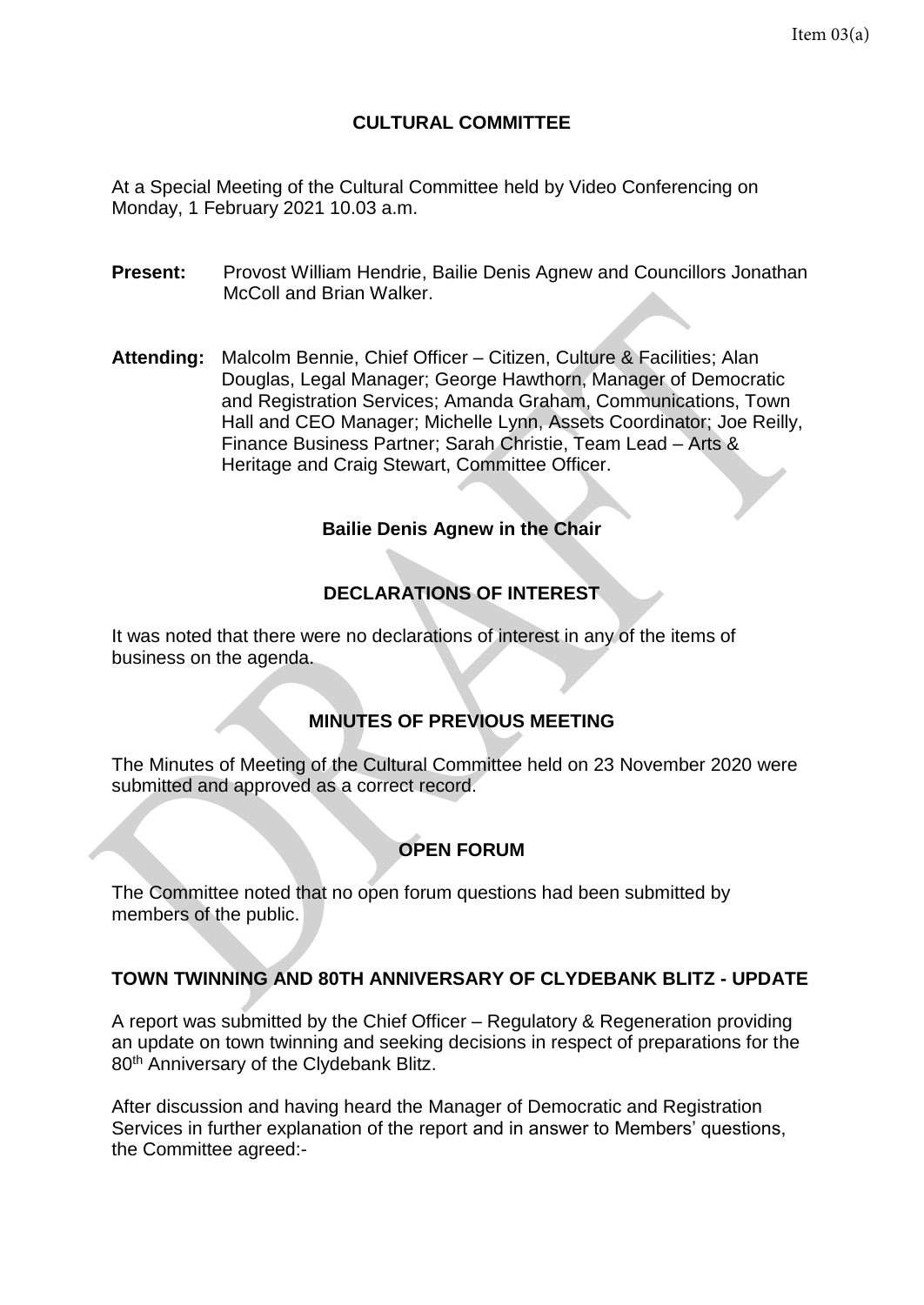# CULTURAL COMMITTEE

At a Special Meeting of the Cultural Committee held by Video Conferencing on Monday, 1 February 2021 10.03 a.m.

**Present:** Provost William Hendrie, Bailie Denis Agnew and Councillors Jonathan McColl and Brian Walker.

**Attending:** Malcolm Bennie, Chief Officer – Citizen, Culture & Facilities; Alan Douglas, Legal Manager; George Hawthorn, Manager of Democratic and Registration Services; Amanda Graham, Communications, Town Hall and CEO Manager; Michelle Lynn, Assets Coordinator; Joe Reilly, Finance Business Partner; Sarah Christie, Team Lead – Arts & Heritage and Craig Stewart, Committee Officer.

**Bailie Denis Agnew in the Chair**

## DECLARATIONS OF INTEREST

It was noted that there were no declarations of interest in any of the items of business on the agenda.

## MINUTES OF PREVIOUS MEETING

The Minutes of Meeting of the Cultural Committee held on 23 November 2020 were submitted and approved as a correct record.

## OPEN FORUM

The Committee noted that no open forum questions had been submitted by members of the public.

## TOWN TWINNING AND 80TH ANNIVERSARY OF CLYDEBANK BLITZ - UPDATE

A report was submitted by the Chief Officer – Regulatory & Regeneration providing an update on town twinning and seeking decisions in respect of preparations for the 80th Anniversary of the Clydebank Blitz.

After discussion and having heard the Manager of Democratic and Registration Services in further explanation of the report and in answer to Members' questions, the Committee agreed:-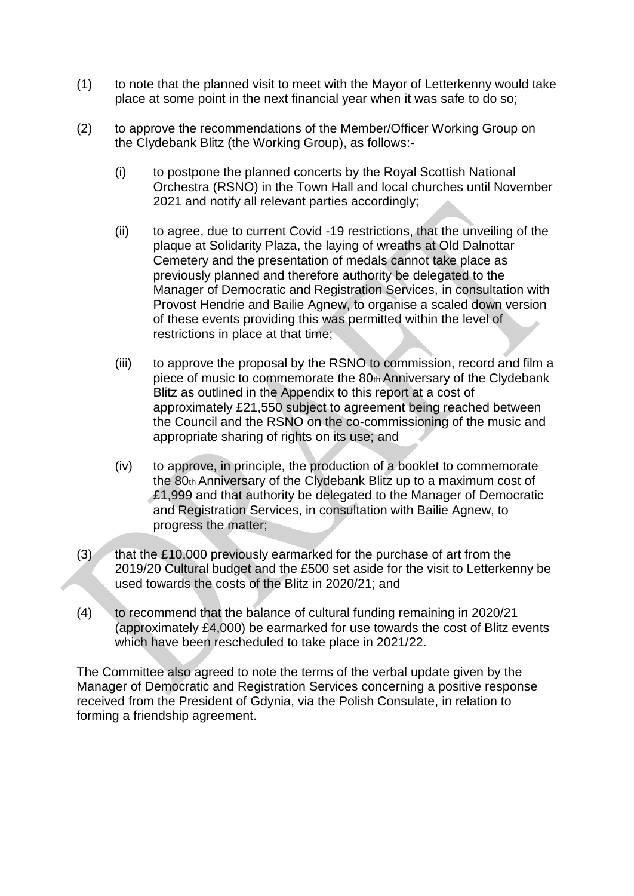(1) to note that the planned visit to meet with the Mayor of Letterkenny would take place at some point in the next financial year when it was safe to do so;

(2) to approve the recommendations of the Member/Officer Working Group on the Clydebank Blitz (the Working Group), as follows:-

   (i) to postpone the planned concerts by the Royal Scottish National Orchestra (RSNO) in the Town Hall and local churches until November 2021 and notify all relevant parties accordingly;

   (ii) to agree, due to current Covid -19 restrictions, that the unveiling of the plaque at Solidarity Plaza, the laying of wreaths at Old Dalnottar Cemetery and the presentation of medals cannot take place as previously planned and therefore authority be delegated to the Manager of Democratic and Registration Services, in consultation with Provost Hendrie and Bailie Agnew, to organise a scaled down version of these events providing this was permitted within the level of restrictions in place at that time;

   (iii) to approve the proposal by the RSNO to commission, record and film a piece of music to commemorate the 80th Anniversary of the Clydebank Blitz as outlined in the Appendix to this report at a cost of approximately £21,550 subject to agreement being reached between the Council and the RSNO on the co-commissioning of the music and appropriate sharing of rights on its use; and

   (iv) to approve, in principle, the production of a booklet to commemorate the 80th Anniversary of the Clydebank Blitz up to a maximum cost of £1,999 and that authority be delegated to the Manager of Democratic and Registration Services, in consultation with Bailie Agnew, to progress the matter;

(3) that the £10,000 previously earmarked for the purchase of art from the 2019/20 Cultural budget and the £500 set aside for the visit to Letterkenny be used towards the costs of the Blitz in 2020/21; and

(4) to recommend that the balance of cultural funding remaining in 2020/21 (approximately £4,000) be earmarked for use towards the cost of Blitz events which have been rescheduled to take place in 2021/22.

The Committee also agreed to note the terms of the verbal update given by the Manager of Democratic and Registration Services concerning a positive response received from the President of Gdynia, via the Polish Consulate, in relation to forming a friendship agreement.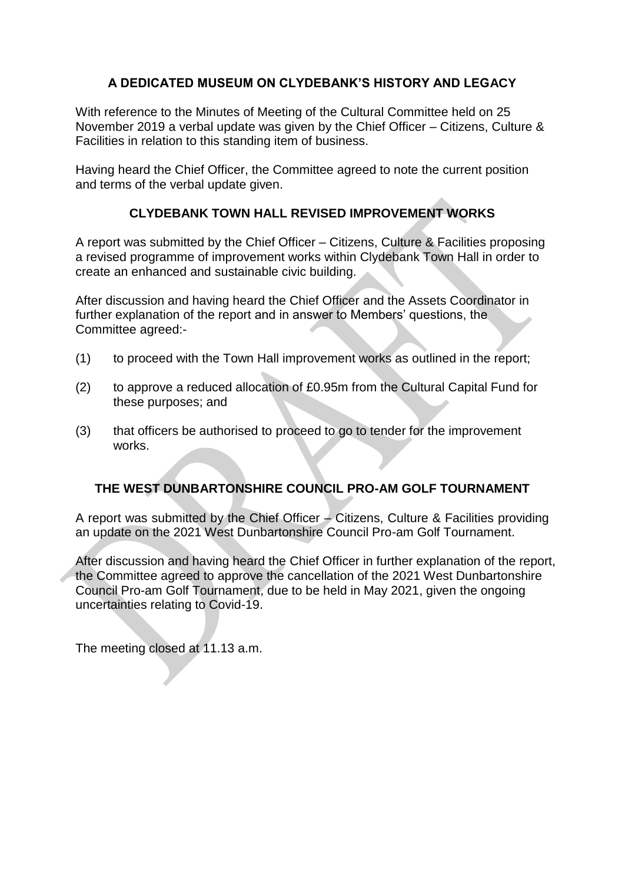## A DEDICATED MUSEUM ON CLYDEBANK'S HISTORY AND LEGACY

With reference to the Minutes of Meeting of the Cultural Committee held on 25 November 2019 a verbal update was given by the Chief Officer – Citizens, Culture & Facilities in relation to this standing item of business.

Having heard the Chief Officer, the Committee agreed to note the current position and terms of the verbal update given.

## CLYDEBANK TOWN HALL REVISED IMPROVEMENT WORKS

A report was submitted by the Chief Officer – Citizens, Culture & Facilities proposing a revised programme of improvement works within Clydebank Town Hall in order to create an enhanced and sustainable civic building.

After discussion and having heard the Chief Officer and the Assets Coordinator in further explanation of the report and in answer to Members' questions, the Committee agreed:-

(1) to proceed with the Town Hall improvement works as outlined in the report;

(2) to approve a reduced allocation of £0.95m from the Cultural Capital Fund for these purposes; and

(3) that officers be authorised to proceed to go to tender for the improvement works.

## THE WEST DUNBARTONSHIRE COUNCIL PRO-AM GOLF TOURNAMENT

A report was submitted by the Chief Officer – Citizens, Culture & Facilities providing an update on the 2021 West Dunbartonshire Council Pro-am Golf Tournament.

After discussion and having heard the Chief Officer in further explanation of the report, the Committee agreed to approve the cancellation of the 2021 West Dunbartonshire Council Pro-am Golf Tournament, due to be held in May 2021, given the ongoing uncertainties relating to Covid-19.

The meeting closed at 11.13 a.m.